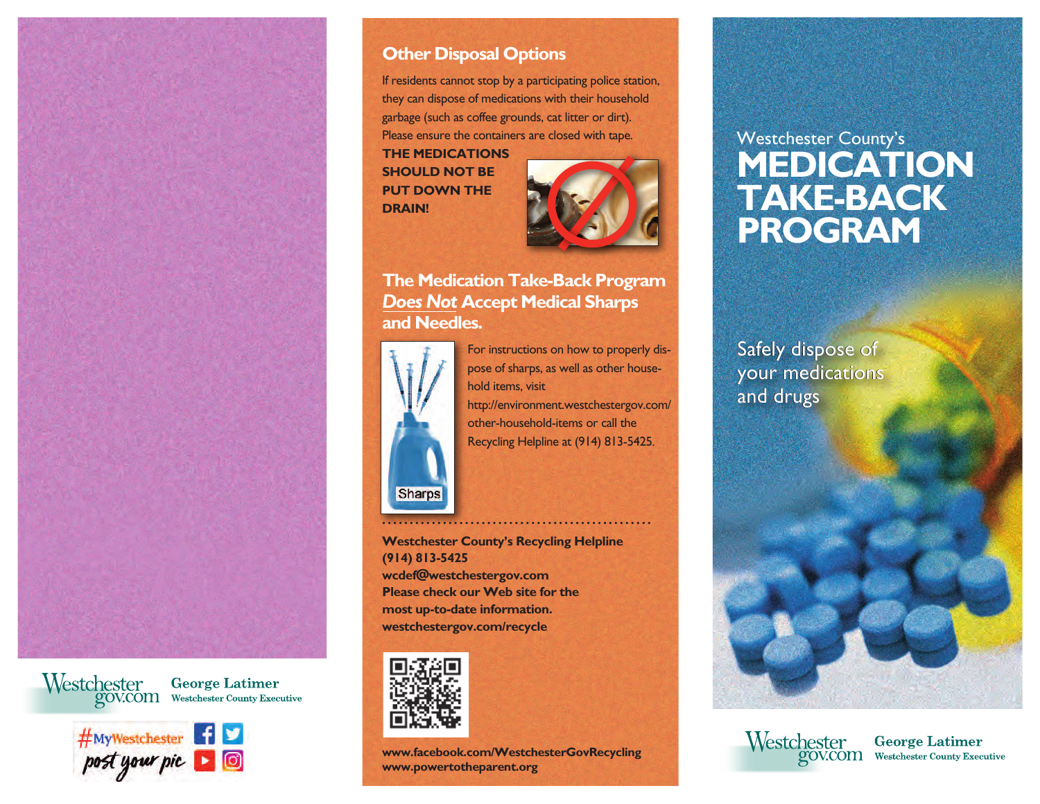Westchestergov.com George Latimer Westchester County Executive

#MyWestchester post your pic

## Other Disposal Options

If residents cannot stop by a participating police station, they can dispose of medications with their household garbage (such as coffee grounds, cat litter or dirt). Please ensure the containers are closed with tape.

**THE MEDICATIONS SHOULD NOT BE PUT DOWN THE DRAIN!**

## The Medication Take-Back Program *Does Not* Accept Medical Sharps and Needles.

Sharps

For instructions on how to properly dispose of sharps, as well as other household items, visit http://environment.westchestergov.com/other-household-items or call the Recycling Helpline at (914) 813-5425.

**Westchester County's Recycling Helpline**
**(914) 813-5425**
**wcdef@westchestergov.com**
**Please check our Web site for the most up-to-date information.**
**westchestergov.com/recycle**

**www.facebook.com/WestchesterGovRecycling**
**www.powertotheparent.org**

# Westchester County's MEDICATION TAKE-BACK PROGRAM

Safely dispose of your medications and drugs

Westchestergov.com George Latimer Westchester County Executive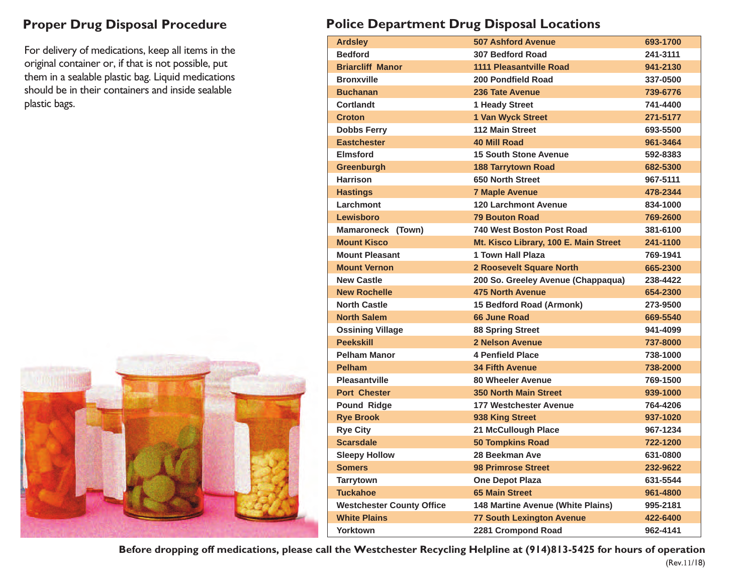## Proper Drug Disposal Procedure

For delivery of medications, keep all items in the original container or, if that is not possible, put them in a sealable plastic bag. Liquid medications should be in their containers and inside sealable plastic bags.

## Police Department Drug Disposal Locations

| | | |
|---|---|---|
| Ardsley | 507 Ashford Avenue | 693-1700 |
| Bedford | 307 Bedford Road | 241-3111 |
| Briarcliff Manor | 1111 Pleasantville Road | 941-2130 |
| Bronxville | 200 Pondfield Road | 337-0500 |
| Buchanan | 236 Tate Avenue | 739-6776 |
| Cortlandt | 1 Heady Street | 741-4400 |
| Croton | 1 Van Wyck Street | 271-5177 |
| Dobbs Ferry | 112 Main Street | 693-5500 |
| Eastchester | 40 Mill Road | 961-3464 |
| Elmsford | 15 South Stone Avenue | 592-8383 |
| Greenburgh | 188 Tarrytown Road | 682-5300 |
| Harrison | 650 North Street | 967-5111 |
| Hastings | 7 Maple Avenue | 478-2344 |
| Larchmont | 120 Larchmont Avenue | 834-1000 |
| Lewisboro | 79 Bouton Road | 769-2600 |
| Mamaroneck (Town) | 740 West Boston Post Road | 381-6100 |
| Mount Kisco | Mt. Kisco Library, 100 E. Main Street | 241-1100 |
| Mount Pleasant | 1 Town Hall Plaza | 769-1941 |
| Mount Vernon | 2 Roosevelt Square North | 665-2300 |
| New Castle | 200 So. Greeley Avenue (Chappaqua) | 238-4422 |
| New Rochelle | 475 North Avenue | 654-2300 |
| North Castle | 15 Bedford Road (Armonk) | 273-9500 |
| North Salem | 66 June Road | 669-5540 |
| Ossining Village | 88 Spring Street | 941-4099 |
| Peekskill | 2 Nelson Avenue | 737-8000 |
| Pelham Manor | 4 Penfield Place | 738-1000 |
| Pelham | 34 Fifth Avenue | 738-2000 |
| Pleasantville | 80 Wheeler Avenue | 769-1500 |
| Port Chester | 350 North Main Street | 939-1000 |
| Pound Ridge | 177 Westchester Avenue | 764-4206 |
| Rye Brook | 938 King Street | 937-1020 |
| Rye City | 21 McCullough Place | 967-1234 |
| Scarsdale | 50 Tompkins Road | 722-1200 |
| Sleepy Hollow | 28 Beekman Ave | 631-0800 |
| Somers | 98 Primrose Street | 232-9622 |
| Tarrytown | One Depot Plaza | 631-5544 |
| Tuckahoe | 65 Main Street | 961-4800 |
| Westchester County Office | 148 Martine Avenue (White Plains) | 995-2181 |
| White Plains | 77 South Lexington Avenue | 422-6400 |
| Yorktown | 2281 Crompond Road | 962-4141 |

**Before dropping off medications, please call the Westchester Recycling Helpline at (914)813-5425 for hours of operation**

(Rev.11/18)